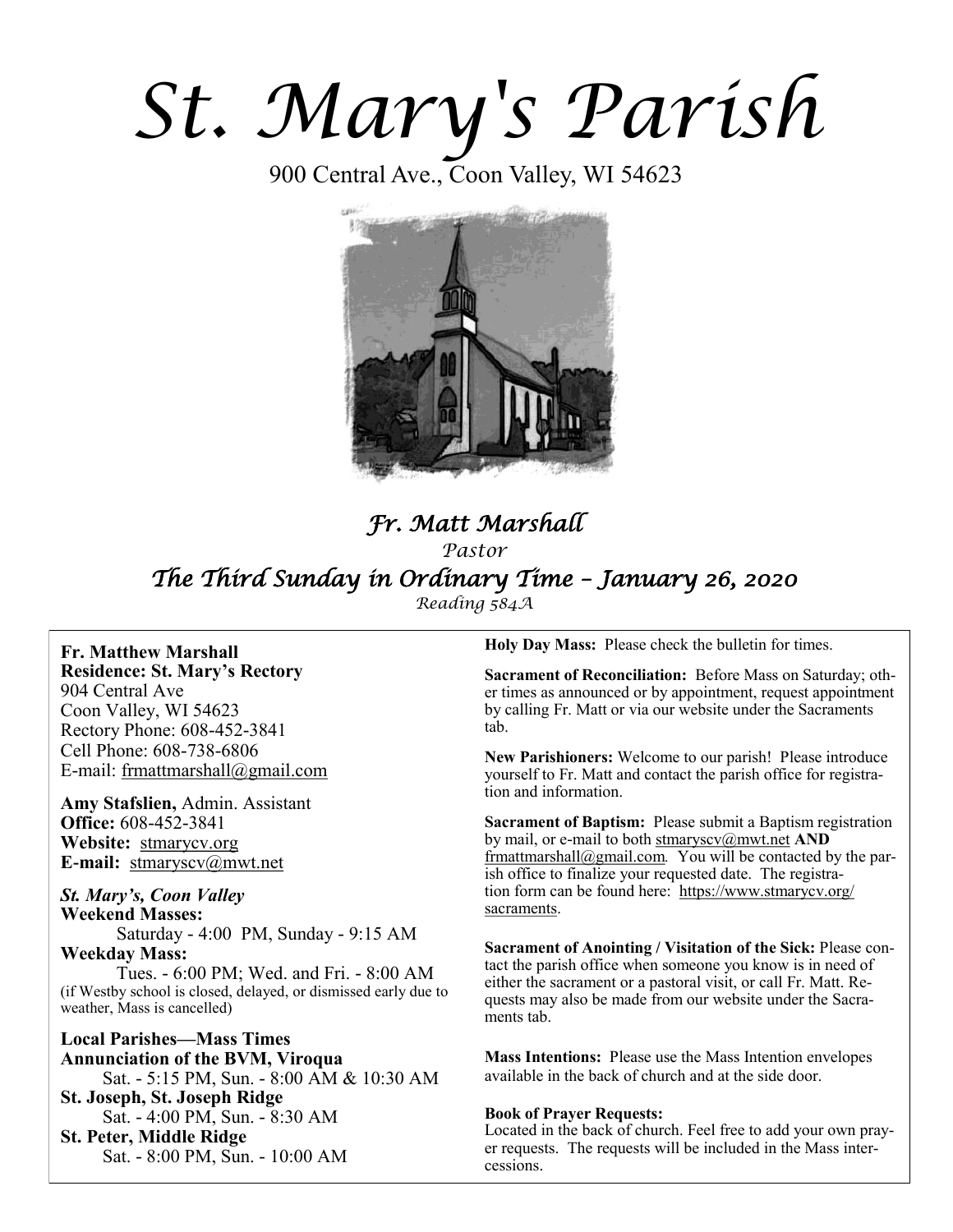# St. Mary's Parish

900 Central Ave., Coon Valley, WI 54623

## *Fr. Matt Marshall*

*Pastor*

## *The Third Sunday in Ordinary Time – January 26, 2020*

*Reading 584A*

**Fr. Matthew Marshall**
**Residence: St. Mary's Rectory**
904 Central Ave
Coon Valley, WI 54623
Rectory Phone: 608-452-3841
Cell Phone: 608-738-6806
E-mail: frmattmarshall@gmail.com

**Amy Stafslien,** Admin. Assistant
**Office:** 608-452-3841
**Website:** stmarycv.org
**E-mail:** stmaryscv@mwt.net

***St. Mary's, Coon Valley***
**Weekend Masses:**
Saturday - 4:00 PM, Sunday - 9:15 AM
**Weekday Mass:**
Tues. - 6:00 PM; Wed. and Fri. - 8:00 AM
(if Westby school is closed, delayed, or dismissed early due to weather, Mass is cancelled)

**Local Parishes—Mass Times**
**Annunciation of the BVM, Viroqua**
Sat. - 5:15 PM, Sun. - 8:00 AM & 10:30 AM
**St. Joseph, St. Joseph Ridge**
Sat. - 4:00 PM, Sun. - 8:30 AM
**St. Peter, Middle Ridge**
Sat. - 8:00 PM, Sun. - 10:00 AM

**Holy Day Mass:** Please check the bulletin for times.

**Sacrament of Reconciliation:** Before Mass on Saturday; other times as announced or by appointment, request appointment by calling Fr. Matt or via our website under the Sacraments tab.

**New Parishioners:** Welcome to our parish! Please introduce yourself to Fr. Matt and contact the parish office for registration and information.

**Sacrament of Baptism:** Please submit a Baptism registration by mail, or e-mail to both stmaryscv@mwt.net **AND** frmattmarshall@gmail.com. You will be contacted by the parish office to finalize your requested date. The registration form can be found here: https://www.stmarycv.org/sacraments.

**Sacrament of Anointing / Visitation of the Sick:** Please contact the parish office when someone you know is in need of either the sacrament or a pastoral visit, or call Fr. Matt. Requests may also be made from our website under the Sacraments tab.

**Mass Intentions:** Please use the Mass Intention envelopes available in the back of church and at the side door.

**Book of Prayer Requests:**
Located in the back of church. Feel free to add your own prayer requests. The requests will be included in the Mass intercessions.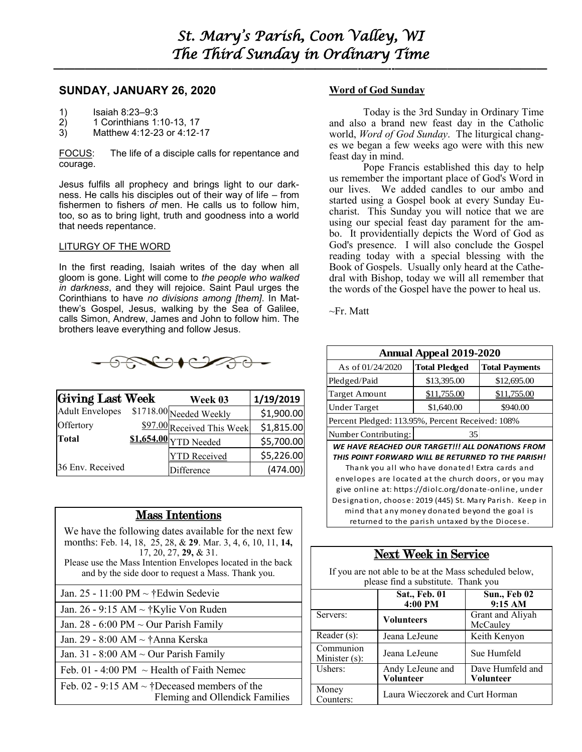# St. Mary's Parish, Coon Valley, WI
# The Third Sunday in Ordinary Time

## SUNDAY, JANUARY 26, 2020

1) Isaiah 8:23–9:3
2) 1 Corinthians 1:10-13, 17
3) Matthew 4:12-23 or 4:12-17

FOCUS: The life of a disciple calls for repentance and courage.

Jesus fulfils all prophecy and brings light to our darkness. He calls his disciples out of their way of life – from fishermen to fishers *of* men. He calls us to follow him, too, so as to bring light, truth and goodness into a world that needs repentance.

### LITURGY OF THE WORD

In the first reading, Isaiah writes of the day when all gloom is gone. Light will come to *the people who walked in darkness*, and they will rejoice. Saint Paul urges the Corinthians to have *no divisions among [them]*. In Matthew's Gospel, Jesus, walking by the Sea of Galilee, calls Simon, Andrew, James and John to follow him. The brothers leave everything and follow Jesus.

| Giving Last Week | | Week 03 | 1/19/2019 |
|---|---|---|---|
| Adult Envelopes | $1718.00 | Needed Weekly | $1,900.00 |
| Offertory | $97.00 | Received This Week | $1,815.00 |
| **Total** | **$1,654.00** | YTD Needed | $5,700.00 |
| | | YTD Received | $5,226.00 |
| 36 Env. Received | | Difference | (474.00) |

## Mass Intentions

We have the following dates available for the next few months: Feb. 14, 18, 25, 28, & **29**. Mar. 3, 4, 6, 10, 11, **14,** 17, 20, 27, **29,** & 31.
Please use the Mass Intention Envelopes located in the back and by the side door to request a Mass. Thank you.

- Jan. 25 - 11:00 PM ~ †Edwin Sedevie
- Jan. 26 - 9:15 AM ~ †Kylie Von Ruden
- Jan. 28 - 6:00 PM ~ Our Parish Family
- Jan. 29 - 8:00 AM ~ †Anna Kerska
- Jan. 31 - 8:00 AM ~ Our Parish Family
- Feb. 01 - 4:00 PM ~ Health of Faith Nemec
- Feb. 02 - 9:15 AM ~ †Deceased members of the Fleming and Ollendick Families

## Word of God Sunday

Today is the 3rd Sunday in Ordinary Time and also a brand new feast day in the Catholic world, *Word of God Sunday*. The liturgical changes we began a few weeks ago were with this new feast day in mind.

Pope Francis established this day to help us remember the important place of God's Word in our lives. We added candles to our ambo and started using a Gospel book at every Sunday Eucharist. This Sunday you will notice that we are using our special feast day parament for the ambo. It providentially depicts the Word of God as God's presence. I will also conclude the Gospel reading today with a special blessing with the Book of Gospels. Usually only heard at the Cathedral with Bishop, today we will all remember that the words of the Gospel have the power to heal us.

~Fr. Matt

| Annual Appeal 2019-2020 | | |
|---|---|---|
| As of 01/24/2020 | **Total Pledged** | **Total Payments** |
| Pledged/Paid | $13,395.00 | $12,695.00 |
| Target Amount | $11,755.00 | $11,755.00 |
| Under Target | $1,640.00 | $940.00 |
| Percent Pledged: 113.95%, Percent Received: 108% | | |
| Number Contributing: | 35 | |

***WE HAVE REACHED OUR TARGET!!! ALL DONATIONS FROM THIS POINT FORWARD WILL BE RETURNED TO THE PARISH!***
Thank you all who have donated! Extra cards and envelopes are located at the church doors, or you may give online at: https://diolc.org/donate-online, under Designation, choose: 2019 (445) St. Mary Parish. Keep in mind that any money donated beyond the goal is returned to the parish untaxed by the Diocese.

## Next Week in Service

If you are not able to be at the Mass scheduled below, please find a substitute. Thank you

| | Sat., Feb. 01 4:00 PM | Sun., Feb 02 9:15 AM |
|---|---|---|
| Servers: | **Volunteers** | Grant and Aliyah McCauley |
| Reader (s): | Jeana LeJeune | Keith Kenyon |
| Communion Minister (s): | Jeana LeJeune | Sue Humfeld |
| Ushers: | Andy LeJeune and **Volunteer** | Dave Humfeld and **Volunteer** |
| Money Counters: | Laura Wieczorek and Curt Horman | |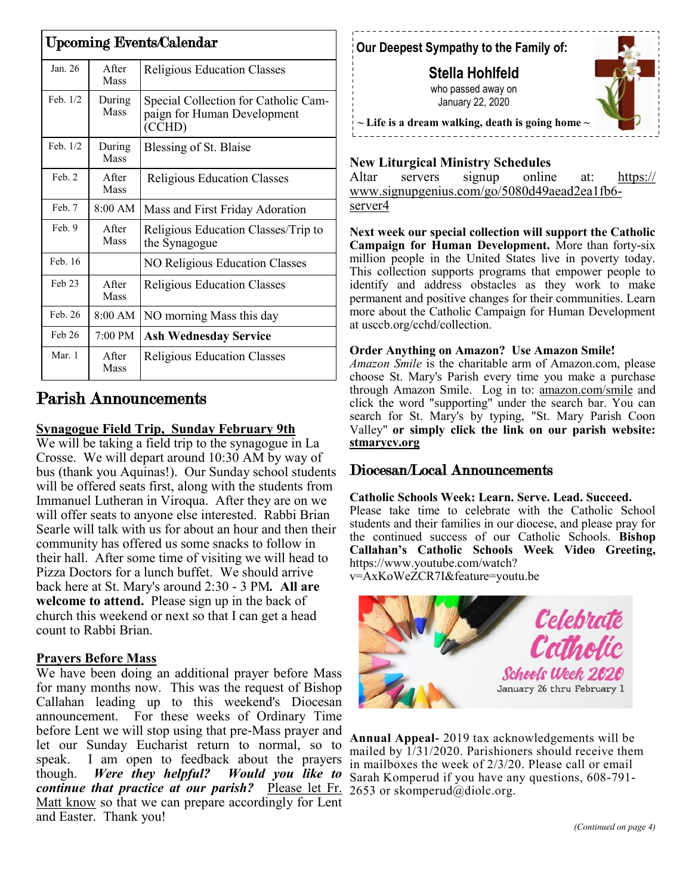## Upcoming Events/Calendar

| | | |
|---|---|---|
| Jan. 26 | After Mass | Religious Education Classes |
| Feb. 1/2 | During Mass | Special Collection for Catholic Campaign for Human Development (CCHD) |
| Feb. 1/2 | During Mass | Blessing of St. Blaise |
| Feb. 2 | After Mass | Religious Education Classes |
| Feb. 7 | 8:00 AM | Mass and First Friday Adoration |
| Feb. 9 | After Mass | Religious Education Classes/Trip to the Synagogue |
| Feb. 16 | | NO Religious Education Classes |
| Feb 23 | After Mass | Religious Education Classes |
| Feb. 26 | 8:00 AM | NO morning Mass this day |
| Feb 26 | 7:00 PM | **Ash Wednesday Service** |
| Mar. 1 | After Mass | Religious Education Classes |

## Parish Announcements

**Synagogue Field Trip, Sunday February 9th**

We will be taking a field trip to the synagogue in La Crosse. We will depart around 10:30 AM by way of bus (thank you Aquinas!). Our Sunday school students will be offered seats first, along with the students from Immanuel Lutheran in Viroqua. After they are on we will offer seats to anyone else interested. Rabbi Brian Searle will talk with us for about an hour and then their community has offered us some snacks to follow in their hall. After some time of visiting we will head to Pizza Doctors for a lunch buffet. We should arrive back here at St. Mary's around 2:30 - 3 PM**. All are welcome to attend.** Please sign up in the back of church this weekend or next so that I can get a head count to Rabbi Brian.

**Prayers Before Mass**

We have been doing an additional prayer before Mass for many months now. This was the request of Bishop Callahan leading up to this weekend's Diocesan announcement. For these weeks of Ordinary Time before Lent we will stop using that pre-Mass prayer and let our Sunday Eucharist return to normal, so to speak. I am open to feedback about the prayers though. ***Were they helpful? Would you like to continue that practice at our parish?*** Please let Fr. Matt know so that we can prepare accordingly for Lent and Easter. Thank you!

**Our Deepest Sympathy to the Family of:**

**Stella Hohlfeld**

who passed away on January 22, 2020

**~ Life is a dream walking, death is going home ~**

**New Liturgical Ministry Schedules**

Altar servers signup online at: https://www.signupgenius.com/go/5080d49aead2ea1fb6-server4

**Next week our special collection will support the Catholic Campaign for Human Development.** More than forty-six million people in the United States live in poverty today. This collection supports programs that empower people to identify and address obstacles as they work to make permanent and positive changes for their communities. Learn more about the Catholic Campaign for Human Development at usccb.org/cchd/collection.

**Order Anything on Amazon? Use Amazon Smile!**

*Amazon Smile* is the charitable arm of Amazon.com, please choose St. Mary's Parish every time you make a purchase through Amazon Smile. Log in to: amazon.com/smile and click the word "supporting" under the search bar. You can search for St. Mary's by typing, "St. Mary Parish Coon Valley" **or simply click the link on our parish website: stmarycv.org**

## Diocesan/Local Announcements

**Catholic Schools Week: Learn. Serve. Lead. Succeed.**

Please take time to celebrate with the Catholic School students and their families in our diocese, and please pray for the continued success of our Catholic Schools. **Bishop Callahan's Catholic Schools Week Video Greeting,** https://www.youtube.com/watch?v=AxKoWeZCR7I&feature=youtu.be

Celebrate Catholic Schools Week 2020
January 26 thru February 1

**Annual Appeal**- 2019 tax acknowledgements will be mailed by 1/31/2020. Parishioners should receive them in mailboxes the week of 2/3/20. Please call or email Sarah Komperud if you have any questions, 608-791-2653 or skomperud@diolc.org.

*(Continued on page 4)*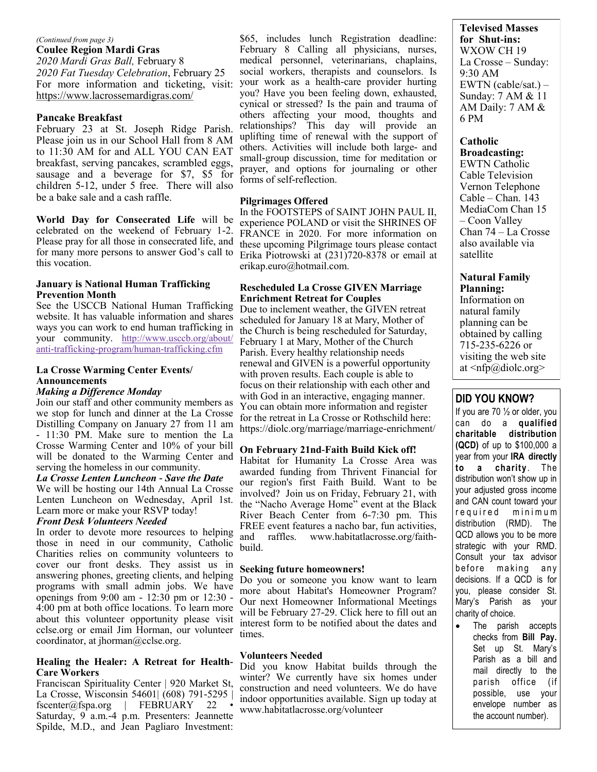*(Continued from page 3)*

**Coulee Region Mardi Gras**

*2020 Mardi Gras Ball,* February 8

*2020 Fat Tuesday Celebration*, February 25

For more information and ticketing, visit: https://www.lacrossemardigras.com/

**Pancake Breakfast**

February 23 at St. Joseph Ridge Parish. Please join us in our School Hall from 8 AM to 11:30 AM for and ALL YOU CAN EAT breakfast, serving pancakes, scrambled eggs, sausage and a beverage for $7, $5 for children 5-12, under 5 free. There will also be a bake sale and a cash raffle.

**World Day for Consecrated Life** will be celebrated on the weekend of February 1-2. Please pray for all those in consecrated life, and for many more persons to answer God's call to this vocation.

**January is National Human Trafficking Prevention Month**

See the USCCB National Human Trafficking website. It has valuable information and shares ways you can work to end human trafficking in your community. http://www.usccb.org/about/anti-trafficking-program/human-trafficking.cfm

**La Crosse Warming Center Events/ Announcements**

***Making a Difference Monday***

Join our staff and other community members as we stop for lunch and dinner at the La Crosse Distilling Company on January 27 from 11 am - 11:30 PM. Make sure to mention the La Crosse Warming Center and 10% of your bill will be donated to the Warming Center and serving the homeless in our community.

***La Crosse Lenten Luncheon - Save the Date***

We will be hosting our 14th Annual La Crosse Lenten Luncheon on Wednesday, April 1st. Learn more or make your RSVP today!

***Front Desk Volunteers Needed***

In order to devote more resources to helping those in need in our community, Catholic Charities relies on community volunteers to cover our front desks. They assist us in answering phones, greeting clients, and helping programs with small admin jobs. We have openings from 9:00 am - 12:30 pm or 12:30 - 4:00 pm at both office locations. To learn more about this volunteer opportunity please visit cclse.org or email Jim Horman, our volunteer coordinator, at jhorman@cclse.org.

**Healing the Healer: A Retreat for Health-Care Workers**

Franciscan Spirituality Center | 920 Market St, La Crosse, Wisconsin 54601| (608) 791-5295 | fscenter@fspa.org | FEBRUARY 22 • Saturday, 9 a.m.-4 p.m. Presenters: Jeannette Spilde, M.D., and Jean Pagliaro Investment: $65, includes lunch Registration deadline: February 8 Calling all physicians, nurses, medical personnel, veterinarians, chaplains, social workers, therapists and counselors. Is your work as a health-care provider hurting you? Have you been feeling down, exhausted, cynical or stressed? Is the pain and trauma of others affecting your mood, thoughts and relationships? This day will provide an uplifting time of renewal with the support of others. Activities will include both large- and small-group discussion, time for meditation or prayer, and options for journaling or other forms of self-reflection.

**Pilgrimages Offered**

In the FOOTSTEPS of SAINT JOHN PAUL II, experience POLAND or visit the SHRINES OF FRANCE in 2020. For more information on these upcoming Pilgrimage tours please contact Erika Piotrowski at (231)720-8378 or email at erikap.euro@hotmail.com.

**Rescheduled La Crosse GIVEN Marriage Enrichment Retreat for Couples**

Due to inclement weather, the GIVEN retreat scheduled for January 18 at Mary, Mother of the Church is being rescheduled for Saturday, February 1 at Mary, Mother of the Church Parish. Every healthy relationship needs renewal and GIVEN is a powerful opportunity with proven results. Each couple is able to focus on their relationship with each other and with God in an interactive, engaging manner. You can obtain more information and register for the retreat in La Crosse or Rothschild here: https://diolc.org/marriage/marriage-enrichment/

**On February 21nd-Faith Build Kick off!**

Habitat for Humanity La Crosse Area was awarded funding from Thrivent Financial for our region's first Faith Build. Want to be involved? Join us on Friday, February 21, with the "Nacho Average Home" event at the Black River Beach Center from 6-7:30 pm. This FREE event features a nacho bar, fun activities, and raffles. www.habitatlacrosse.org/faith-build.

**Seeking future homeowners!**

Do you or someone you know want to learn more about Habitat's Homeowner Program? Our next Homeowner Informational Meetings will be February 27-29. Click here to fill out an interest form to be notified about the dates and times.

**Volunteers Needed**

Did you know Habitat builds through the winter? We currently have six homes under construction and need volunteers. We do have indoor opportunities available. Sign up today at www.habitatlacrosse.org/volunteer

**Televised Masses for Shut-ins:**

WXOW CH 19
La Crosse – Sunday: 9:30 AM
EWTN (cable/sat.) – Sunday: 7 AM & 11 AM Daily: 7 AM & 6 PM

**Catholic Broadcasting:**

EWTN Catholic Cable Television
Vernon Telephone Cable – Chan. 143
MediaCom Chan 15 – Coon Valley
Chan 74 – La Crosse
also available via satellite

**Natural Family Planning:**

Information on natural family planning can be obtained by calling 715-235-6226 or visiting the web site at <nfp@diolc.org>

## DID YOU KNOW?

If you are 70 ½ or older, you can do a **qualified charitable distribution (QCD)** of up to $100,000 a year from your **IRA directly to a charity**. The distribution won't show up in your adjusted gross income and CAN count toward your required minimum distribution (RMD). The QCD allows you to be more strategic with your RMD. Consult your tax advisor before making any decisions. If a QCD is for you, please consider St. Mary's Parish as your charity of choice.

- The parish accepts checks from **Bill Pay.** Set up St. Mary's Parish as a bill and mail directly to the parish office (if possible, use your envelope number as the account number).